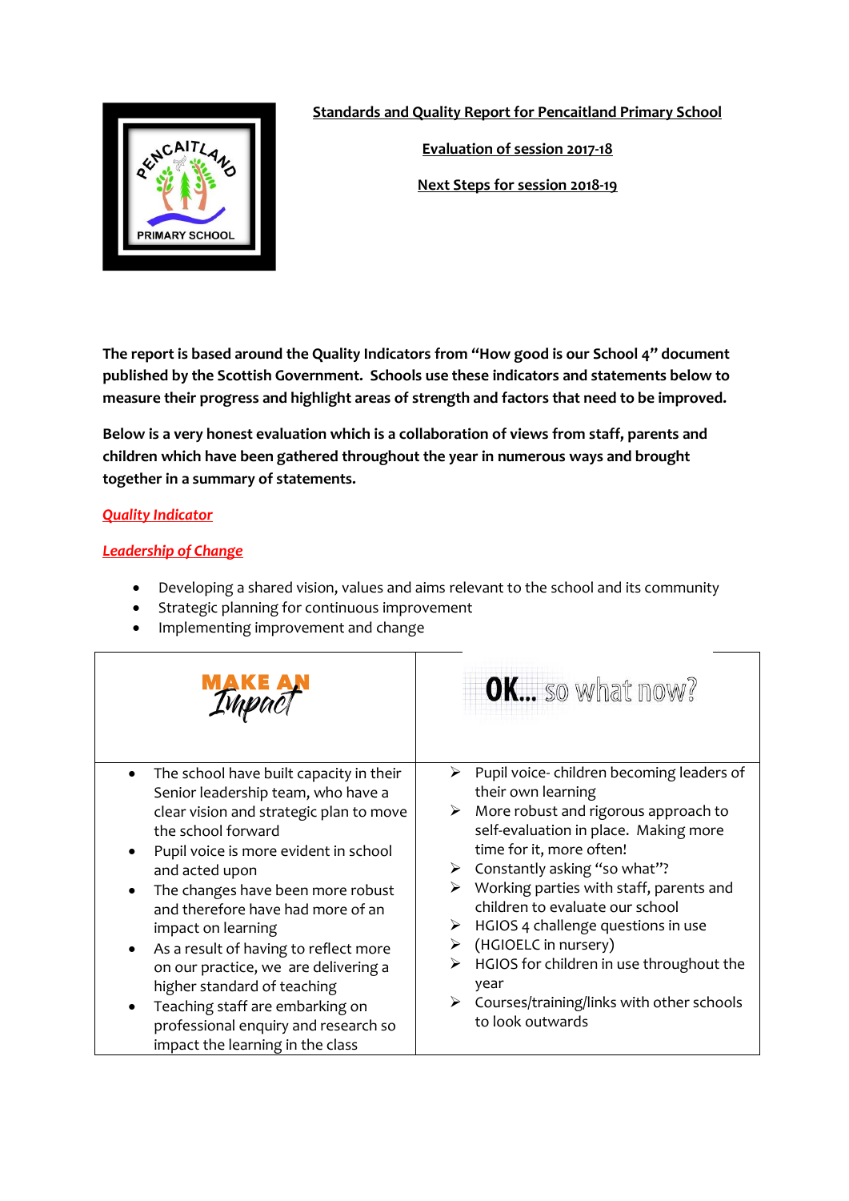## Standards and Quality Report for Pencaitland Primary School

**Evaluation of session 2017-18**

**Next Steps for session 2018-19**

**The report is based around the Quality Indicators from "How good is our School 4" document published by the Scottish Government. Schools use these indicators and statements below to measure their progress and highlight areas of strength and factors that need to be improved.**

**Below is a very honest evaluation which is a collaboration of views from staff, parents and children which have been gathered throughout the year in numerous ways and brought together in a summary of statements.**

***Quality Indicator***

***Leadership of Change***

- Developing a shared vision, values and aims relevant to the school and its community
- Strategic planning for continuous improvement
- Implementing improvement and change

| MAKE AN Impact | OK... so what now? |
|---|---|
| • The school have built capacity in their Senior leadership team, who have a clear vision and strategic plan to move the school forward<br>• Pupil voice is more evident in school and acted upon<br>• The changes have been more robust and therefore have had more of an impact on learning<br>• As a result of having to reflect more on our practice, we are delivering a higher standard of teaching<br>• Teaching staff are embarking on professional enquiry and research so impact the learning in the class | ➢ Pupil voice- children becoming leaders of their own learning<br>➢ More robust and rigorous approach to self-evaluation in place. Making more time for it, more often!<br>➢ Constantly asking "so what"?<br>➢ Working parties with staff, parents and children to evaluate our school<br>➢ HGIOS 4 challenge questions in use<br>➢ (HGIOELC in nursery)<br>➢ HGIOS for children in use throughout the year<br>➢ Courses/training/links with other schools to look outwards |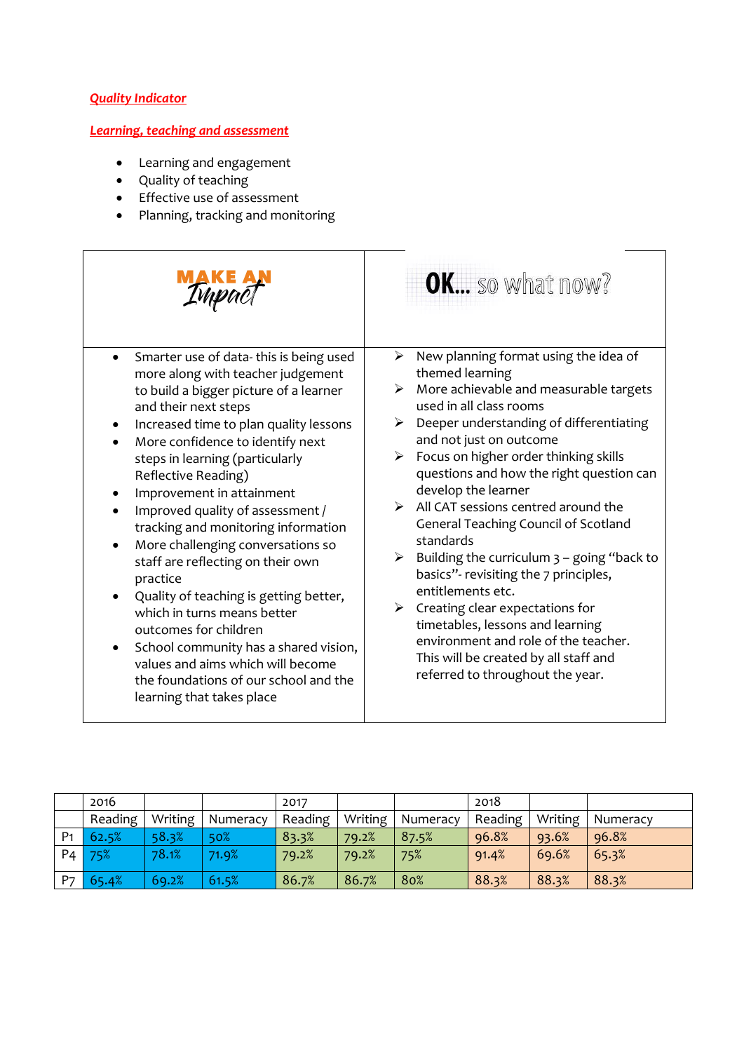***Quality Indicator***

***Learning, teaching and assessment***

- Learning and engagement
- Quality of teaching
- Effective use of assessment
- Planning, tracking and monitoring

| MAKE AN Impact | OK... so what now? |
|---|---|
| • Smarter use of data- this is being used more along with teacher judgement to build a bigger picture of a learner and their next steps<br>• Increased time to plan quality lessons<br>• More confidence to identify next steps in learning (particularly Reflective Reading)<br>• Improvement in attainment<br>• Improved quality of assessment / tracking and monitoring information<br>• More challenging conversations so staff are reflecting on their own practice<br>• Quality of teaching is getting better, which in turns means better outcomes for children<br>• School community has a shared vision, values and aims which will become the foundations of our school and the learning that takes place | ➢ New planning format using the idea of themed learning<br>➢ More achievable and measurable targets used in all class rooms<br>➢ Deeper understanding of differentiating and not just on outcome<br>➢ Focus on higher order thinking skills questions and how the right question can develop the learner<br>➢ All CAT sessions centred around the General Teaching Council of Scotland standards<br>➢ Building the curriculum 3 – going "back to basics"- revisiting the 7 principles, entitlements etc.<br>➢ Creating clear expectations for timetables, lessons and learning environment and role of the teacher. This will be created by all staff and referred to throughout the year. |

| | 2016 | | | 2017 | | | 2018 | | |
|---|---|---|---|---|---|---|---|---|---|
| | Reading | Writing | Numeracy | Reading | Writing | Numeracy | Reading | Writing | Numeracy |
| P1 | 62.5% | 58.3% | 50% | 83.3% | 79.2% | 87.5% | 96.8% | 93.6% | 96.8% |
| P4 | 75% | 78.1% | 71.9% | 79.2% | 79.2% | 75% | 91.4% | 69.6% | 65.3% |
| P7 | 65.4% | 69.2% | 61.5% | 86.7% | 86.7% | 80% | 88.3% | 88.3% | 88.3% |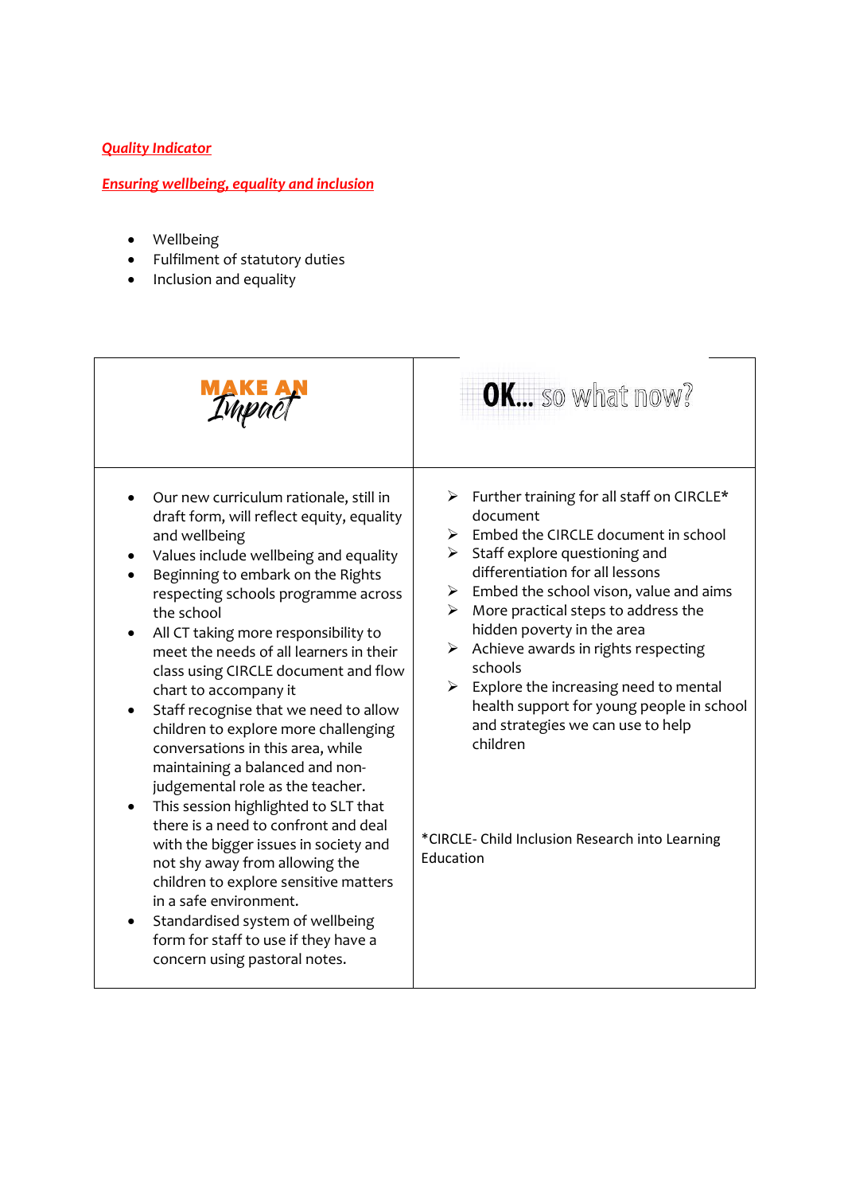***Quality Indicator***

***Ensuring wellbeing, equality and inclusion***

- Wellbeing
- Fulfilment of statutory duties
- Inclusion and equality

| MAKE AN Impact | OK... so what now? |
|---|---|
| • Our new curriculum rationale, still in draft form, will reflect equity, equality and wellbeing<br>• Values include wellbeing and equality<br>• Beginning to embark on the Rights respecting schools programme across the school<br>• All CT taking more responsibility to meet the needs of all learners in their class using CIRCLE document and flow chart to accompany it<br>• Staff recognise that we need to allow children to explore more challenging conversations in this area, while maintaining a balanced and non-judgemental role as the teacher.<br>• This session highlighted to SLT that there is a need to confront and deal with the bigger issues in society and not shy away from allowing the children to explore sensitive matters in a safe environment.<br>• Standardised system of wellbeing form for staff to use if they have a concern using pastoral notes. | ➢ Further training for all staff on CIRCLE* document<br>➢ Embed the CIRCLE document in school<br>➢ Staff explore questioning and differentiation for all lessons<br>➢ Embed the school vison, value and aims<br>➢ More practical steps to address the hidden poverty in the area<br>➢ Achieve awards in rights respecting schools<br>➢ Explore the increasing need to mental health support for young people in school and strategies we can use to help children<br><br>*CIRCLE- Child Inclusion Research into Learning Education |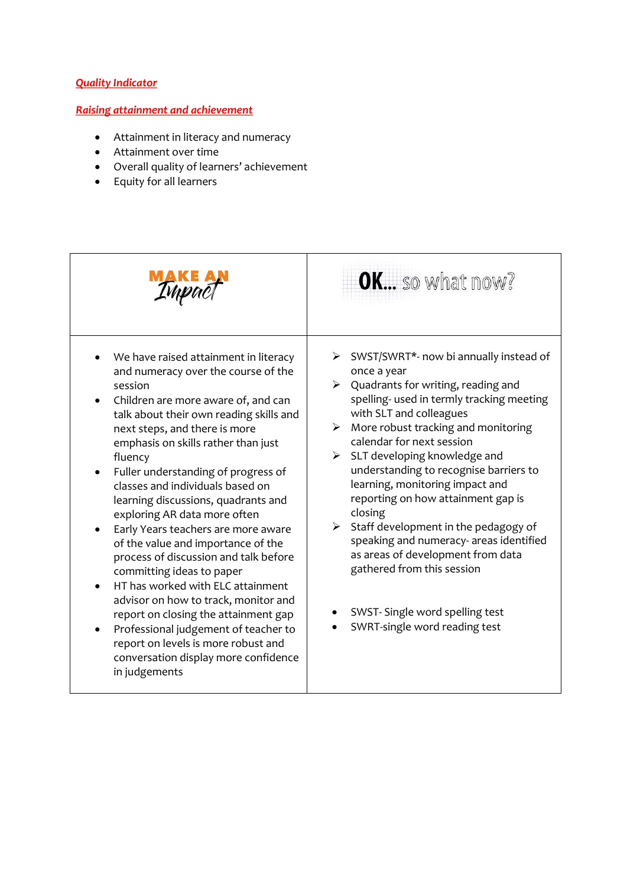***Quality Indicator***

***Raising attainment and achievement***

- Attainment in literacy and numeracy
- Attainment over time
- Overall quality of learners' achievement
- Equity for all learners

| MAKE AN Impact | OK... so what now? |
| --- | --- |
| • We have raised attainment in literacy and numeracy over the course of the session<br>• Children are more aware of, and can talk about their own reading skills and next steps, and there is more emphasis on skills rather than just fluency<br>• Fuller understanding of progress of classes and individuals based on learning discussions, quadrants and exploring AR data more often<br>• Early Years teachers are more aware of the value and importance of the process of discussion and talk before committing ideas to paper<br>• HT has worked with ELC attainment advisor on how to track, monitor and report on closing the attainment gap<br>• Professional judgement of teacher to report on levels is more robust and conversation display more confidence in judgements | ➢ SWST/SWRT*- now bi annually instead of once a year<br>➢ Quadrants for writing, reading and spelling- used in termly tracking meeting with SLT and colleagues<br>➢ More robust tracking and monitoring calendar for next session<br>➢ SLT developing knowledge and understanding to recognise barriers to learning, monitoring impact and reporting on how attainment gap is closing<br>➢ Staff development in the pedagogy of speaking and numeracy- areas identified as areas of development from data gathered from this session<br><br>• SWST- Single word spelling test<br>• SWRT-single word reading test |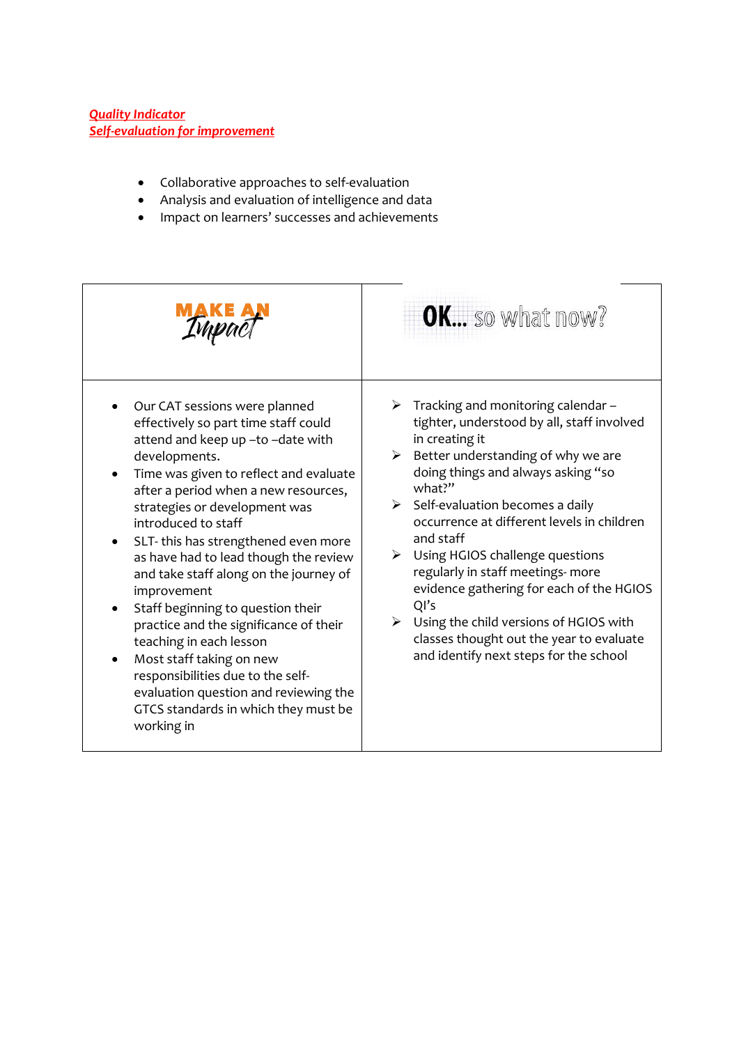***Quality Indicator***
***Self-evaluation for improvement***

- Collaborative approaches to self-evaluation
- Analysis and evaluation of intelligence and data
- Impact on learners' successes and achievements

| MAKE AN Impact | OK... so what now? |
|---|---|
| • Our CAT sessions were planned effectively so part time staff could attend and keep up –to –date with developments.<br>• Time was given to reflect and evaluate after a period when a new resources, strategies or development was introduced to staff<br>• SLT- this has strengthened even more as have had to lead though the review and take staff along on the journey of improvement<br>• Staff beginning to question their practice and the significance of their teaching in each lesson<br>• Most staff taking on new responsibilities due to the self-evaluation question and reviewing the GTCS standards in which they must be working in | ➢ Tracking and monitoring calendar – tighter, understood by all, staff involved in creating it<br>➢ Better understanding of why we are doing things and always asking "so what?"<br>➢ Self-evaluation becomes a daily occurrence at different levels in children and staff<br>➢ Using HGIOS challenge questions regularly in staff meetings- more evidence gathering for each of the HGIOS QI's<br>➢ Using the child versions of HGIOS with classes thought out the year to evaluate and identify next steps for the school |